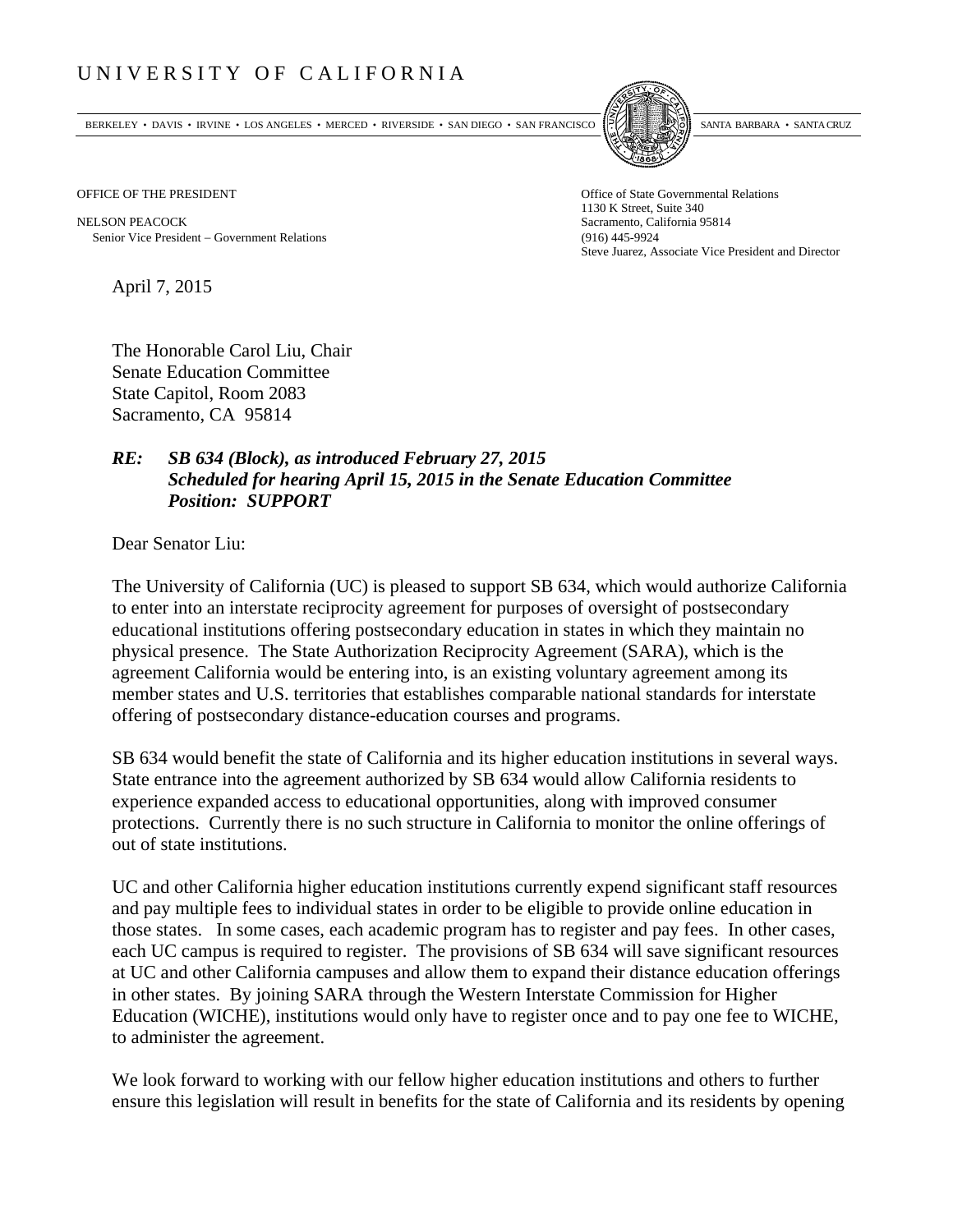# UNIVERSITY OF CALIFORNIA

BERKELEY • DAVIS • IRVINE • LOS ANGELES • MERCED • RIVERSIDE • SAN DIEGO • SAN FRANCISCO SANTA BARBARA • SANTA CRUZ

OFFICE OF THE PRESIDENT

NELSON PEACOCK
Senior Vice President – Government Relations

Office of State Governmental Relations
1130 K Street, Suite 340
Sacramento, California 95814
(916) 445-9924
Steve Juarez, Associate Vice President and Director

April 7, 2015

The Honorable Carol Liu, Chair
Senate Education Committee
State Capitol, Room 2083
Sacramento, CA 95814

***RE: SB 634 (Block), as introduced February 27, 2015***
***Scheduled for hearing April 15, 2015 in the Senate Education Committee***
***Position: SUPPORT***

Dear Senator Liu:

The University of California (UC) is pleased to support SB 634, which would authorize California to enter into an interstate reciprocity agreement for purposes of oversight of postsecondary educational institutions offering postsecondary education in states in which they maintain no physical presence. The State Authorization Reciprocity Agreement (SARA), which is the agreement California would be entering into, is an existing voluntary agreement among its member states and U.S. territories that establishes comparable national standards for interstate offering of postsecondary distance-education courses and programs.

SB 634 would benefit the state of California and its higher education institutions in several ways. State entrance into the agreement authorized by SB 634 would allow California residents to experience expanded access to educational opportunities, along with improved consumer protections. Currently there is no such structure in California to monitor the online offerings of out of state institutions.

UC and other California higher education institutions currently expend significant staff resources and pay multiple fees to individual states in order to be eligible to provide online education in those states. In some cases, each academic program has to register and pay fees. In other cases, each UC campus is required to register. The provisions of SB 634 will save significant resources at UC and other California campuses and allow them to expand their distance education offerings in other states. By joining SARA through the Western Interstate Commission for Higher Education (WICHE), institutions would only have to register once and to pay one fee to WICHE, to administer the agreement.

We look forward to working with our fellow higher education institutions and others to further ensure this legislation will result in benefits for the state of California and its residents by opening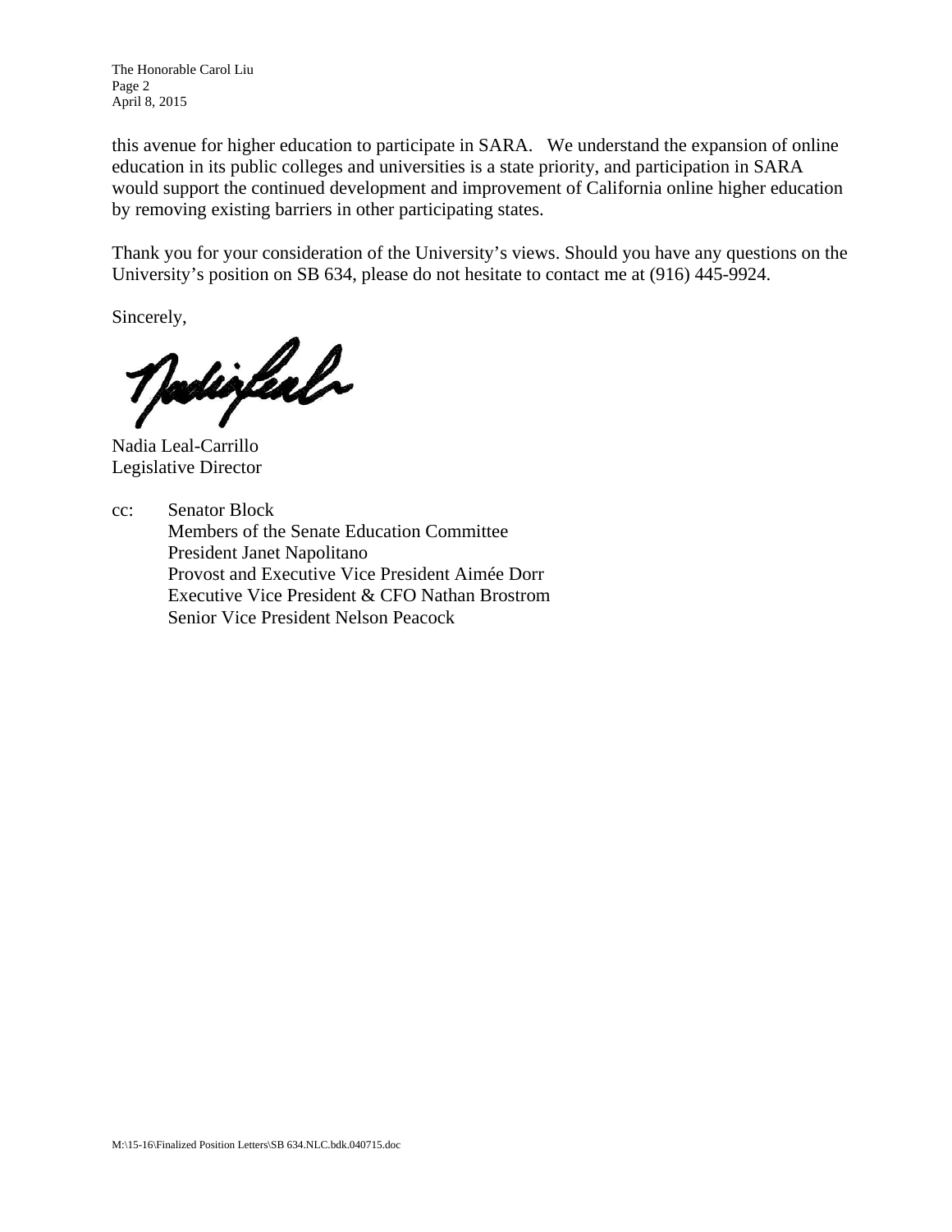this avenue for higher education to participate in SARA. We understand the expansion of online education in its public colleges and universities is a state priority, and participation in SARA would support the continued development and improvement of California online higher education by removing existing barriers in other participating states.

Thank you for your consideration of the University's views. Should you have any questions on the University's position on SB 634, please do not hesitate to contact me at (916) 445-9924.

Sincerely,

Nadia Leal-Carrillo
Legislative Director

cc: Senator Block
Members of the Senate Education Committee
President Janet Napolitano
Provost and Executive Vice President Aimée Dorr
Executive Vice President & CFO Nathan Brostrom
Senior Vice President Nelson Peacock

M:\15-16\Finalized Position Letters\SB 634.NLC.bdk.040715.doc